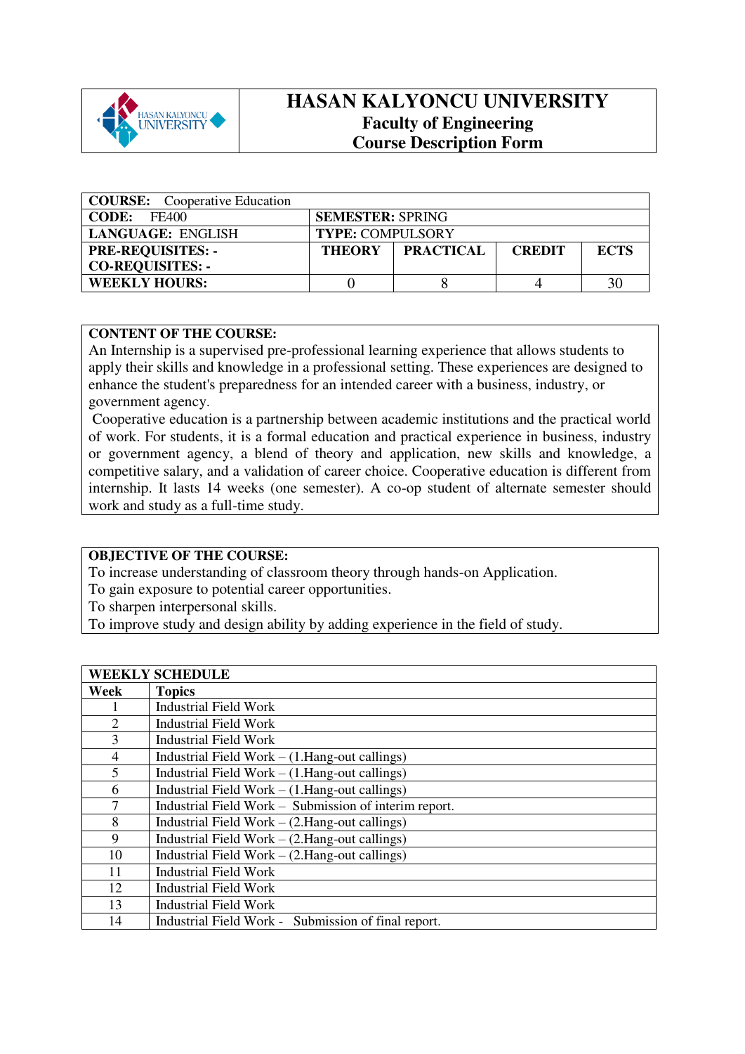# HASAN KALYONCU UNIVERSITY

## Faculty of Engineering

## Course Description Form

| **COURSE:** Cooperative Education | | | | |
|---|---|---|---|---|
| **CODE:** FE400 | **SEMESTER:** SPRING | | | |
| **LANGUAGE:** ENGLISH | **TYPE:** COMPULSORY | | | |
| **PRE-REQUISITES: -** <br> **CO-REQUISITES: -** | **THEORY** | **PRACTICAL** | **CREDIT** | **ECTS** |
| **WEEKLY HOURS:** | 0 | 8 | 4 | 30 |

**CONTENT OF THE COURSE:**

An Internship is a supervised pre-professional learning experience that allows students to apply their skills and knowledge in a professional setting. These experiences are designed to enhance the student's preparedness for an intended career with a business, industry, or government agency.

Cooperative education is a partnership between academic institutions and the practical world of work. For students, it is a formal education and practical experience in business, industry or government agency, a blend of theory and application, new skills and knowledge, a competitive salary, and a validation of career choice. Cooperative education is different from internship. It lasts 14 weeks (one semester). A co-op student of alternate semester should work and study as a full-time study.

**OBJECTIVE OF THE COURSE:**

To increase understanding of classroom theory through hands-on Application.
To gain exposure to potential career opportunities.
To sharpen interpersonal skills.
To improve study and design ability by adding experience in the field of study.

| **WEEKLY SCHEDULE** | |
|---|---|
| **Week** | **Topics** |
| 1 | Industrial Field Work |
| 2 | Industrial Field Work |
| 3 | Industrial Field Work |
| 4 | Industrial Field Work – (1.Hang-out callings) |
| 5 | Industrial Field Work – (1.Hang-out callings) |
| 6 | Industrial Field Work – (1.Hang-out callings) |
| 7 | Industrial Field Work – Submission of interim report. |
| 8 | Industrial Field Work – (2.Hang-out callings) |
| 9 | Industrial Field Work – (2.Hang-out callings) |
| 10 | Industrial Field Work – (2.Hang-out callings) |
| 11 | Industrial Field Work |
| 12 | Industrial Field Work |
| 13 | Industrial Field Work |
| 14 | Industrial Field Work - Submission of final report. |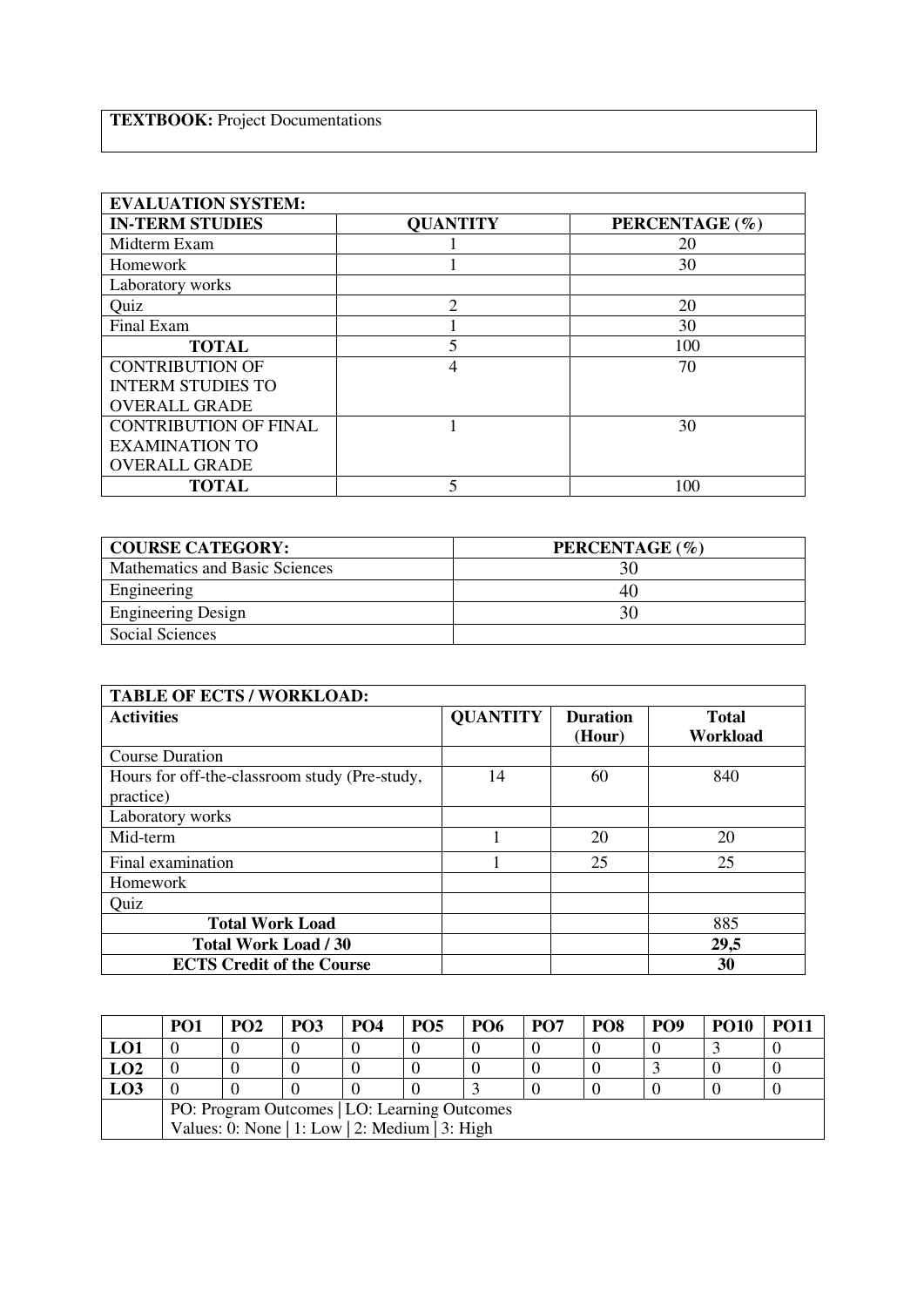| **TEXTBOOK:** Project Documentations |
|---|

| **EVALUATION SYSTEM:** | | |
|---|---|---|
| **IN-TERM STUDIES** | **QUANTITY** | **PERCENTAGE (%)** |
| Midterm Exam | 1 | 20 |
| Homework | 1 | 30 |
| Laboratory works | | |
| Quiz | 2 | 20 |
| Final Exam | 1 | 30 |
| **TOTAL** | 5 | 100 |
| CONTRIBUTION OF INTERM STUDIES TO OVERALL GRADE | 4 | 70 |
| CONTRIBUTION OF FINAL EXAMINATION TO OVERALL GRADE | 1 | 30 |
| **TOTAL** | 5 | 100 |

| **COURSE CATEGORY:** | **PERCENTAGE (%)** |
|---|---|
| Mathematics and Basic Sciences | 30 |
| Engineering | 40 |
| Engineering Design | 30 |
| Social Sciences | |

| **TABLE OF ECTS / WORKLOAD:** | | | |
|---|---|---|---|
| **Activities** | **QUANTITY** | **Duration (Hour)** | **Total Workload** |
| Course Duration | | | |
| Hours for off-the-classroom study (Pre-study, practice) | 14 | 60 | 840 |
| Laboratory works | | | |
| Mid-term | 1 | 20 | 20 |
| Final examination | 1 | 25 | 25 |
| Homework | | | |
| Quiz | | | |
| **Total Work Load** | | | 885 |
| **Total Work Load / 30** | | | **29,5** |
| **ECTS Credit of the Course** | | | **30** |

| | **PO1** | **PO2** | **PO3** | **PO4** | **PO5** | **PO6** | **PO7** | **PO8** | **PO9** | **PO10** | **PO11** |
|---|---|---|---|---|---|---|---|---|---|---|---|
| **LO1** | 0 | 0 | 0 | 0 | 0 | 0 | 0 | 0 | 0 | 3 | 0 |
| **LO2** | 0 | 0 | 0 | 0 | 0 | 0 | 0 | 0 | 3 | 0 | 0 |
| **LO3** | 0 | 0 | 0 | 0 | 0 | 3 | 0 | 0 | 0 | 0 | 0 |
| | PO: Program Outcomes \| LO: Learning Outcomes<br>Values: 0: None \| 1: Low \| 2: Medium \| 3: High | | | | | | | | | | |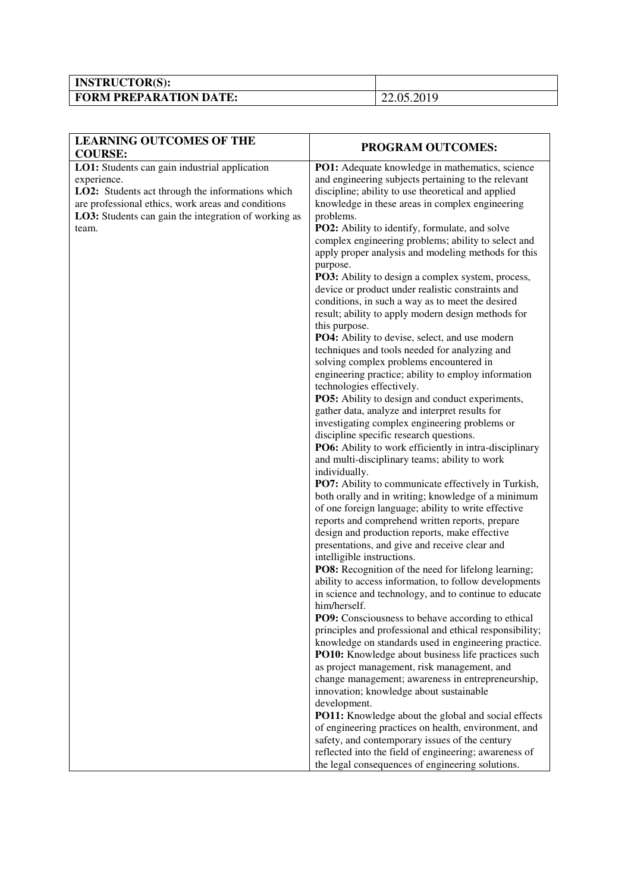| | |
|---|---|
| **INSTRUCTOR(S):** | |
| **FORM PREPARATION DATE:** | 22.05.2019 |

| **LEARNING OUTCOMES OF THE COURSE:** | **PROGRAM OUTCOMES:** |
|---|---|
| **LO1:** Students can gain industrial application experience.<br>**LO2:** Students act through the informations which are professional ethics, work areas and conditions<br>**LO3:** Students can gain the integration of working as team. | **PO1:** Adequate knowledge in mathematics, science and engineering subjects pertaining to the relevant discipline; ability to use theoretical and applied knowledge in these areas in complex engineering problems.<br>**PO2:** Ability to identify, formulate, and solve complex engineering problems; ability to select and apply proper analysis and modeling methods for this purpose.<br>**PO3:** Ability to design a complex system, process, device or product under realistic constraints and conditions, in such a way as to meet the desired result; ability to apply modern design methods for this purpose.<br>**PO4:** Ability to devise, select, and use modern techniques and tools needed for analyzing and solving complex problems encountered in engineering practice; ability to employ information technologies effectively.<br>**PO5:** Ability to design and conduct experiments, gather data, analyze and interpret results for investigating complex engineering problems or discipline specific research questions.<br>**PO6:** Ability to work efficiently in intra-disciplinary and multi-disciplinary teams; ability to work individually.<br>**PO7:** Ability to communicate effectively in Turkish, both orally and in writing; knowledge of a minimum of one foreign language; ability to write effective reports and comprehend written reports, prepare design and production reports, make effective presentations, and give and receive clear and intelligible instructions.<br>**PO8:** Recognition of the need for lifelong learning; ability to access information, to follow developments in science and technology, and to continue to educate him/herself.<br>**PO9:** Consciousness to behave according to ethical principles and professional and ethical responsibility; knowledge on standards used in engineering practice.<br>**PO10:** Knowledge about business life practices such as project management, risk management, and change management; awareness in entrepreneurship, innovation; knowledge about sustainable development.<br>**PO11:** Knowledge about the global and social effects of engineering practices on health, environment, and safety, and contemporary issues of the century reflected into the field of engineering; awareness of the legal consequences of engineering solutions. |